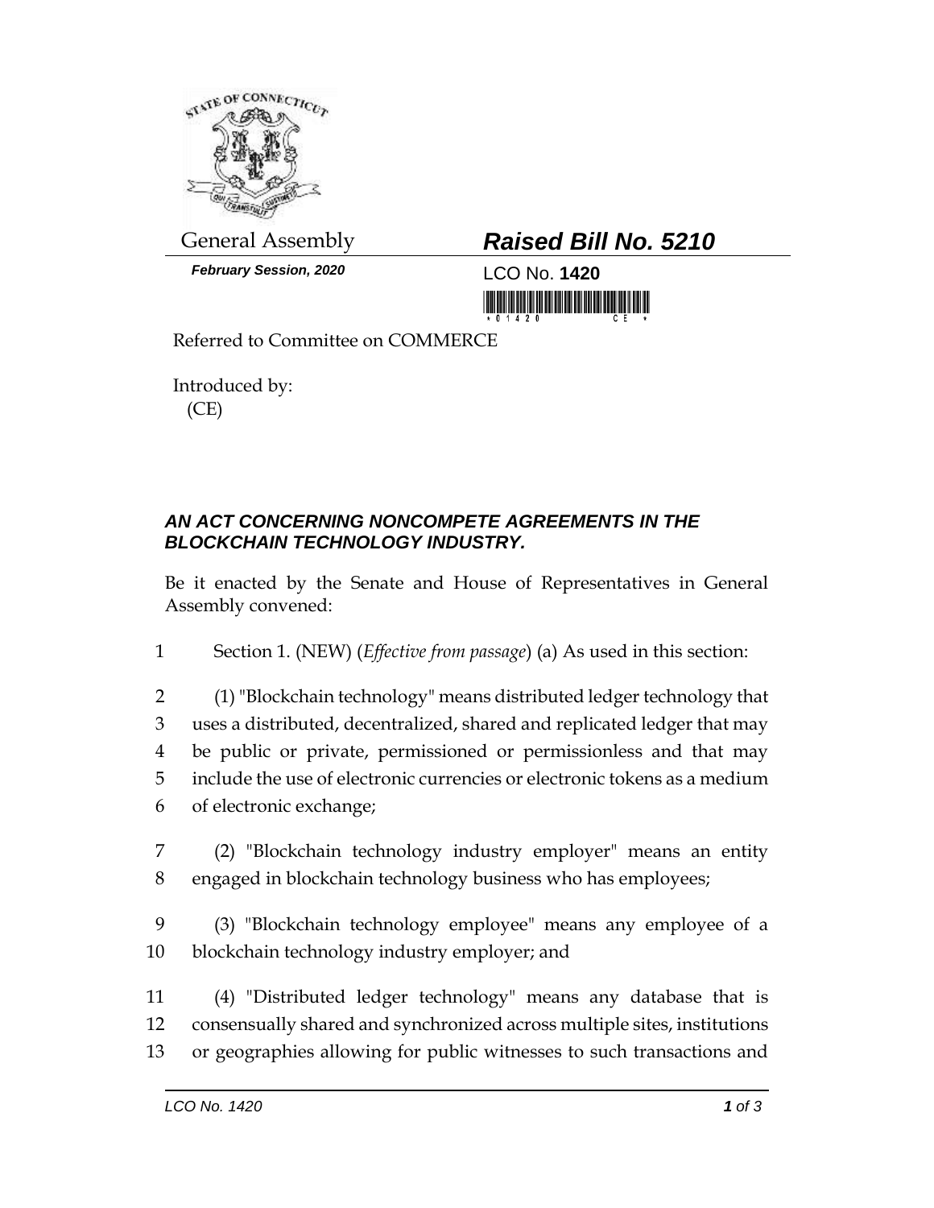General Assembly

***February Session, 2020***

## ***Raised Bill No. 5210***

LCO No. **1420**

Referred to Committee on COMMERCE

Introduced by:
(CE)

### ***AN ACT CONCERNING NONCOMPETE AGREEMENTS IN THE BLOCKCHAIN TECHNOLOGY INDUSTRY.***

Be it enacted by the Senate and House of Representatives in General Assembly convened:

1 Section 1. (NEW) (*Effective from passage*) (a) As used in this section:

2 (1) "Blockchain technology" means distributed ledger technology that
3 uses a distributed, decentralized, shared and replicated ledger that may
4 be public or private, permissioned or permissionless and that may
5 include the use of electronic currencies or electronic tokens as a medium
6 of electronic exchange;

7 (2) "Blockchain technology industry employer" means an entity
8 engaged in blockchain technology business who has employees;

9 (3) "Blockchain technology employee" means any employee of a
10 blockchain technology industry employer; and

11 (4) "Distributed ledger technology" means any database that is
12 consensually shared and synchronized across multiple sites, institutions
13 or geographies allowing for public witnesses to such transactions and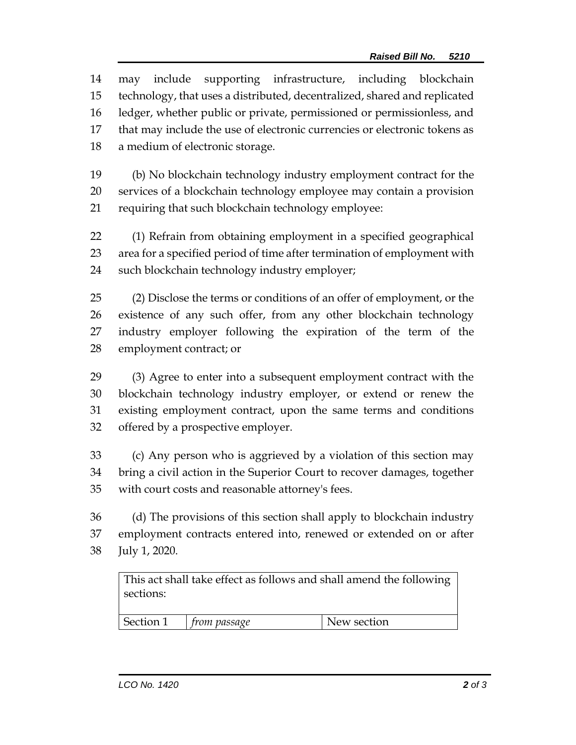may include supporting infrastructure, including blockchain technology, that uses a distributed, decentralized, shared and replicated ledger, whether public or private, permissioned or permissionless, and that may include the use of electronic currencies or electronic tokens as a medium of electronic storage.

(b) No blockchain technology industry employment contract for the services of a blockchain technology employee may contain a provision requiring that such blockchain technology employee:

(1) Refrain from obtaining employment in a specified geographical area for a specified period of time after termination of employment with such blockchain technology industry employer;

(2) Disclose the terms or conditions of an offer of employment, or the existence of any such offer, from any other blockchain technology industry employer following the expiration of the term of the employment contract; or

(3) Agree to enter into a subsequent employment contract with the blockchain technology industry employer, or extend or renew the existing employment contract, upon the same terms and conditions offered by a prospective employer.

(c) Any person who is aggrieved by a violation of this section may bring a civil action in the Superior Court to recover damages, together with court costs and reasonable attorney's fees.

(d) The provisions of this section shall apply to blockchain industry employment contracts entered into, renewed or extended on or after July 1, 2020.

| This act shall take effect as follows and shall amend the following sections: | | |
|---|---|---|
| Section 1 | *from passage* | New section |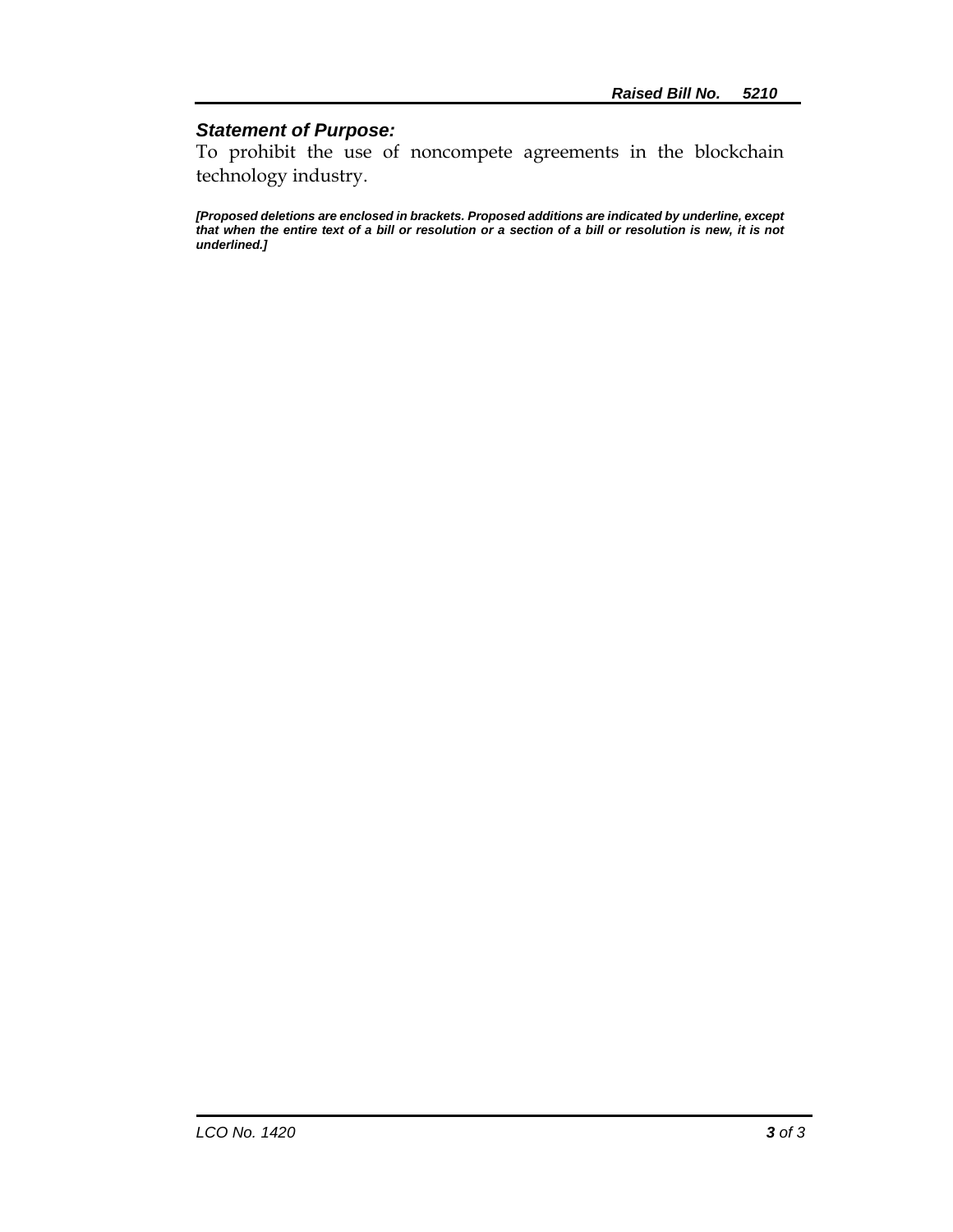### *Statement of Purpose:*

To prohibit the use of noncompete agreements in the blockchain technology industry.

***[Proposed deletions are enclosed in brackets. Proposed additions are indicated by underline, except that when the entire text of a bill or resolution or a section of a bill or resolution is new, it is not underlined.]***